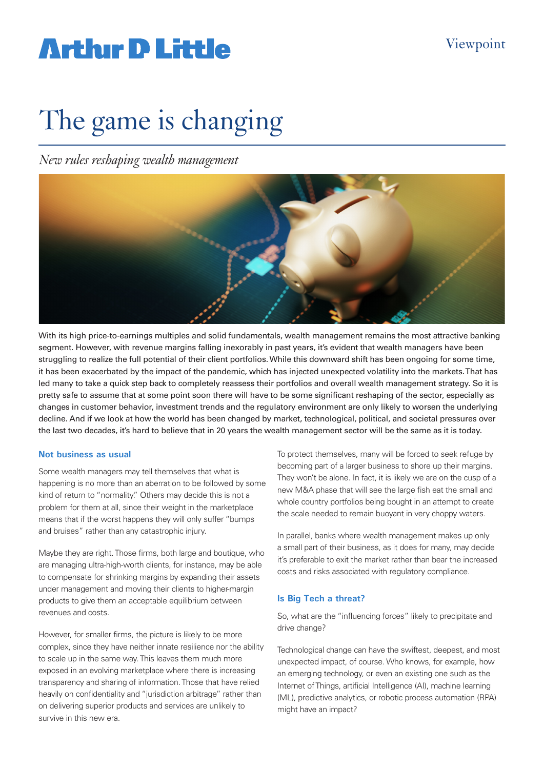Arthur D Little

Viewpoint

# The game is changing

*New rules reshaping wealth management*

With its high price-to-earnings multiples and solid fundamentals, wealth management remains the most attractive banking segment. However, with revenue margins falling inexorably in past years, it's evident that wealth managers have been struggling to realize the full potential of their client portfolios. While this downward shift has been ongoing for some time, it has been exacerbated by the impact of the pandemic, which has injected unexpected volatility into the markets. That has led many to take a quick step back to completely reassess their portfolios and overall wealth management strategy. So it is pretty safe to assume that at some point soon there will have to be some significant reshaping of the sector, especially as changes in customer behavior, investment trends and the regulatory environment are only likely to worsen the underlying decline. And if we look at how the world has been changed by market, technological, political, and societal pressures over the last two decades, it's hard to believe that in 20 years the wealth management sector will be the same as it is today.

## Not business as usual

Some wealth managers may tell themselves that what is happening is no more than an aberration to be followed by some kind of return to "normality." Others may decide this is not a problem for them at all, since their weight in the marketplace means that if the worst happens they will only suffer "bumps and bruises" rather than any catastrophic injury.

Maybe they are right. Those firms, both large and boutique, who are managing ultra-high-worth clients, for instance, may be able to compensate for shrinking margins by expanding their assets under management and moving their clients to higher-margin products to give them an acceptable equilibrium between revenues and costs.

However, for smaller firms, the picture is likely to be more complex, since they have neither innate resilience nor the ability to scale up in the same way. This leaves them much more exposed in an evolving marketplace where there is increasing transparency and sharing of information. Those that have relied heavily on confidentiality and "jurisdiction arbitrage" rather than on delivering superior products and services are unlikely to survive in this new era.

To protect themselves, many will be forced to seek refuge by becoming part of a larger business to shore up their margins. They won't be alone. In fact, it is likely we are on the cusp of a new M&A phase that will see the large fish eat the small and whole country portfolios being bought in an attempt to create the scale needed to remain buoyant in very choppy waters.

In parallel, banks where wealth management makes up only a small part of their business, as it does for many, may decide it's preferable to exit the market rather than bear the increased costs and risks associated with regulatory compliance.

## Is Big Tech a threat?

So, what are the "influencing forces" likely to precipitate and drive change?

Technological change can have the swiftest, deepest, and most unexpected impact, of course. Who knows, for example, how an emerging technology, or even an existing one such as the Internet of Things, artificial Intelligence (AI), machine learning (ML), predictive analytics, or robotic process automation (RPA) might have an impact?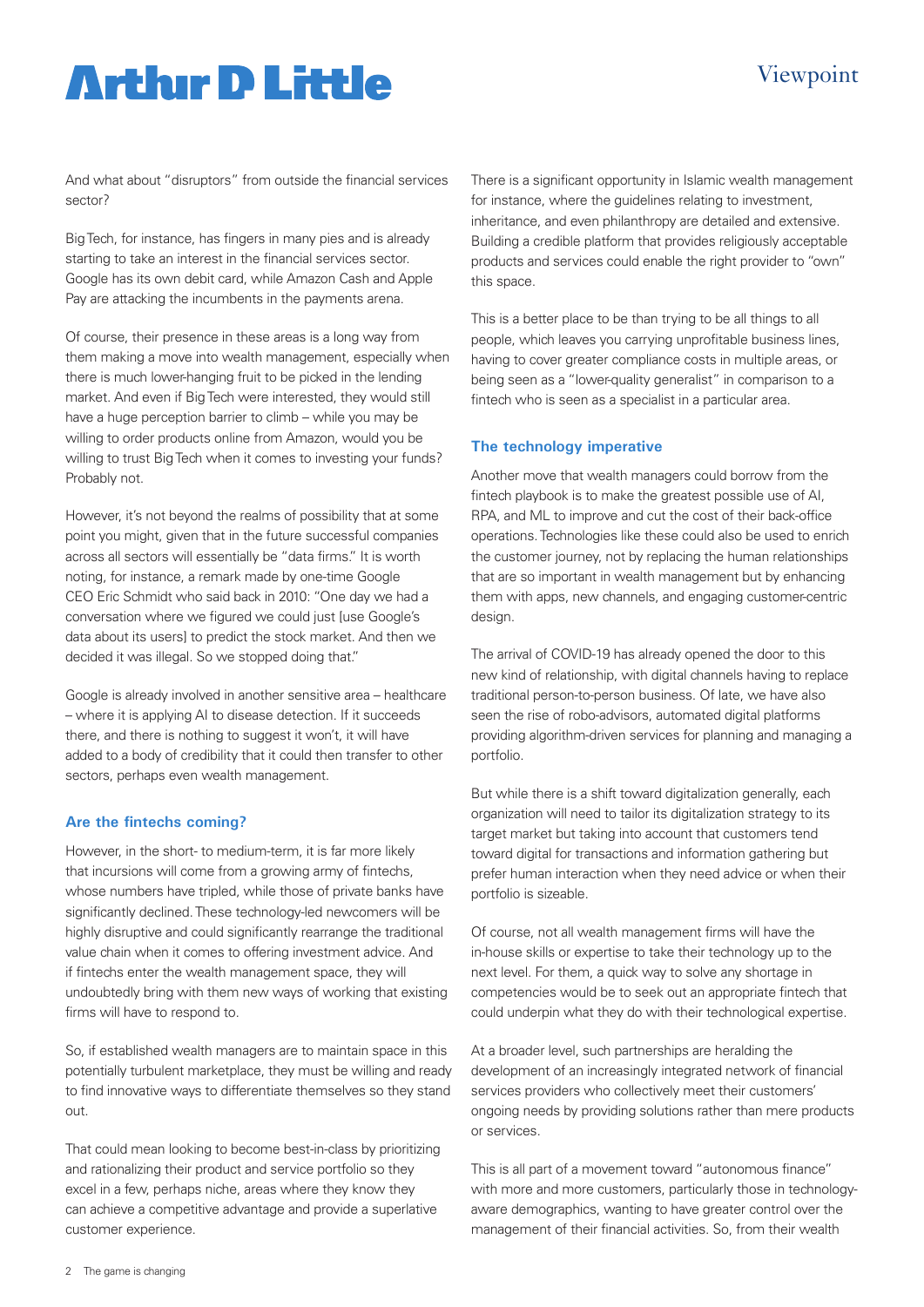And what about "disruptors" from outside the financial services sector?

Big Tech, for instance, has fingers in many pies and is already starting to take an interest in the financial services sector. Google has its own debit card, while Amazon Cash and Apple Pay are attacking the incumbents in the payments arena.

Of course, their presence in these areas is a long way from them making a move into wealth management, especially when there is much lower-hanging fruit to be picked in the lending market. And even if Big Tech were interested, they would still have a huge perception barrier to climb – while you may be willing to order products online from Amazon, would you be willing to trust Big Tech when it comes to investing your funds? Probably not.

However, it's not beyond the realms of possibility that at some point you might, given that in the future successful companies across all sectors will essentially be "data firms." It is worth noting, for instance, a remark made by one-time Google CEO Eric Schmidt who said back in 2010: "One day we had a conversation where we figured we could just [use Google's data about its users] to predict the stock market. And then we decided it was illegal. So we stopped doing that."

Google is already involved in another sensitive area – healthcare – where it is applying AI to disease detection. If it succeeds there, and there is nothing to suggest it won't, it will have added to a body of credibility that it could then transfer to other sectors, perhaps even wealth management.

### Are the fintechs coming?

However, in the short- to medium-term, it is far more likely that incursions will come from a growing army of fintechs, whose numbers have tripled, while those of private banks have significantly declined. These technology-led newcomers will be highly disruptive and could significantly rearrange the traditional value chain when it comes to offering investment advice. And if fintechs enter the wealth management space, they will undoubtedly bring with them new ways of working that existing firms will have to respond to.

So, if established wealth managers are to maintain space in this potentially turbulent marketplace, they must be willing and ready to find innovative ways to differentiate themselves so they stand out.

That could mean looking to become best-in-class by prioritizing and rationalizing their product and service portfolio so they excel in a few, perhaps niche, areas where they know they can achieve a competitive advantage and provide a superlative customer experience.

There is a significant opportunity in Islamic wealth management for instance, where the guidelines relating to investment, inheritance, and even philanthropy are detailed and extensive. Building a credible platform that provides religiously acceptable products and services could enable the right provider to "own" this space.

This is a better place to be than trying to be all things to all people, which leaves you carrying unprofitable business lines, having to cover greater compliance costs in multiple areas, or being seen as a "lower-quality generalist" in comparison to a fintech who is seen as a specialist in a particular area.

### The technology imperative

Another move that wealth managers could borrow from the fintech playbook is to make the greatest possible use of AI, RPA, and ML to improve and cut the cost of their back-office operations. Technologies like these could also be used to enrich the customer journey, not by replacing the human relationships that are so important in wealth management but by enhancing them with apps, new channels, and engaging customer-centric design.

The arrival of COVID-19 has already opened the door to this new kind of relationship, with digital channels having to replace traditional person-to-person business. Of late, we have also seen the rise of robo-advisors, automated digital platforms providing algorithm-driven services for planning and managing a portfolio.

But while there is a shift toward digitalization generally, each organization will need to tailor its digitalization strategy to its target market but taking into account that customers tend toward digital for transactions and information gathering but prefer human interaction when they need advice or when their portfolio is sizeable.

Of course, not all wealth management firms will have the in-house skills or expertise to take their technology up to the next level. For them, a quick way to solve any shortage in competencies would be to seek out an appropriate fintech that could underpin what they do with their technological expertise.

At a broader level, such partnerships are heralding the development of an increasingly integrated network of financial services providers who collectively meet their customers' ongoing needs by providing solutions rather than mere products or services.

This is all part of a movement toward "autonomous finance" with more and more customers, particularly those in technology-aware demographics, wanting to have greater control over the management of their financial activities. So, from their wealth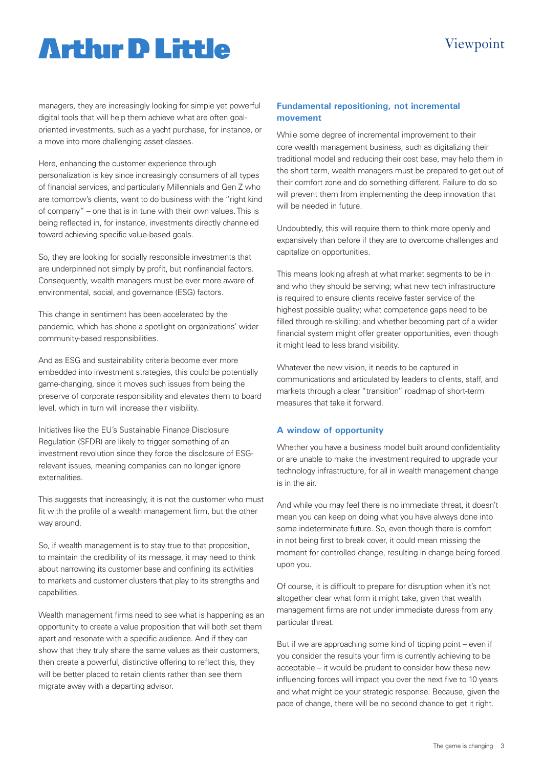managers, they are increasingly looking for simple yet powerful digital tools that will help them achieve what are often goal-oriented investments, such as a yacht purchase, for instance, or a move into more challenging asset classes.

Here, enhancing the customer experience through personalization is key since increasingly consumers of all types of financial services, and particularly Millennials and Gen Z who are tomorrow's clients, want to do business with the "right kind of company" – one that is in tune with their own values. This is being reflected in, for instance, investments directly channeled toward achieving specific value-based goals.

So, they are looking for socially responsible investments that are underpinned not simply by profit, but nonfinancial factors. Consequently, wealth managers must be ever more aware of environmental, social, and governance (ESG) factors.

This change in sentiment has been accelerated by the pandemic, which has shone a spotlight on organizations' wider community-based responsibilities.

And as ESG and sustainability criteria become ever more embedded into investment strategies, this could be potentially game-changing, since it moves such issues from being the preserve of corporate responsibility and elevates them to board level, which in turn will increase their visibility.

Initiatives like the EU's Sustainable Finance Disclosure Regulation (SFDR) are likely to trigger something of an investment revolution since they force the disclosure of ESG-relevant issues, meaning companies can no longer ignore externalities.

This suggests that increasingly, it is not the customer who must fit with the profile of a wealth management firm, but the other way around.

So, if wealth management is to stay true to that proposition, to maintain the credibility of its message, it may need to think about narrowing its customer base and confining its activities to markets and customer clusters that play to its strengths and capabilities.

Wealth management firms need to see what is happening as an opportunity to create a value proposition that will both set them apart and resonate with a specific audience. And if they can show that they truly share the same values as their customers, then create a powerful, distinctive offering to reflect this, they will be better placed to retain clients rather than see them migrate away with a departing advisor.

## Fundamental repositioning, not incremental movement

While some degree of incremental improvement to their core wealth management business, such as digitalizing their traditional model and reducing their cost base, may help them in the short term, wealth managers must be prepared to get out of their comfort zone and do something different. Failure to do so will prevent them from implementing the deep innovation that will be needed in future.

Undoubtedly, this will require them to think more openly and expansively than before if they are to overcome challenges and capitalize on opportunities.

This means looking afresh at what market segments to be in and who they should be serving; what new tech infrastructure is required to ensure clients receive faster service of the highest possible quality; what competence gaps need to be filled through re-skilling; and whether becoming part of a wider financial system might offer greater opportunities, even though it might lead to less brand visibility.

Whatever the new vision, it needs to be captured in communications and articulated by leaders to clients, staff, and markets through a clear "transition" roadmap of short-term measures that take it forward.

## A window of opportunity

Whether you have a business model built around confidentiality or are unable to make the investment required to upgrade your technology infrastructure, for all in wealth management change is in the air.

And while you may feel there is no immediate threat, it doesn't mean you can keep on doing what you have always done into some indeterminate future. So, even though there is comfort in not being first to break cover, it could mean missing the moment for controlled change, resulting in change being forced upon you.

Of course, it is difficult to prepare for disruption when it's not altogether clear what form it might take, given that wealth management firms are not under immediate duress from any particular threat.

But if we are approaching some kind of tipping point – even if you consider the results your firm is currently achieving to be acceptable – it would be prudent to consider how these new influencing forces will impact you over the next five to 10 years and what might be your strategic response. Because, given the pace of change, there will be no second chance to get it right.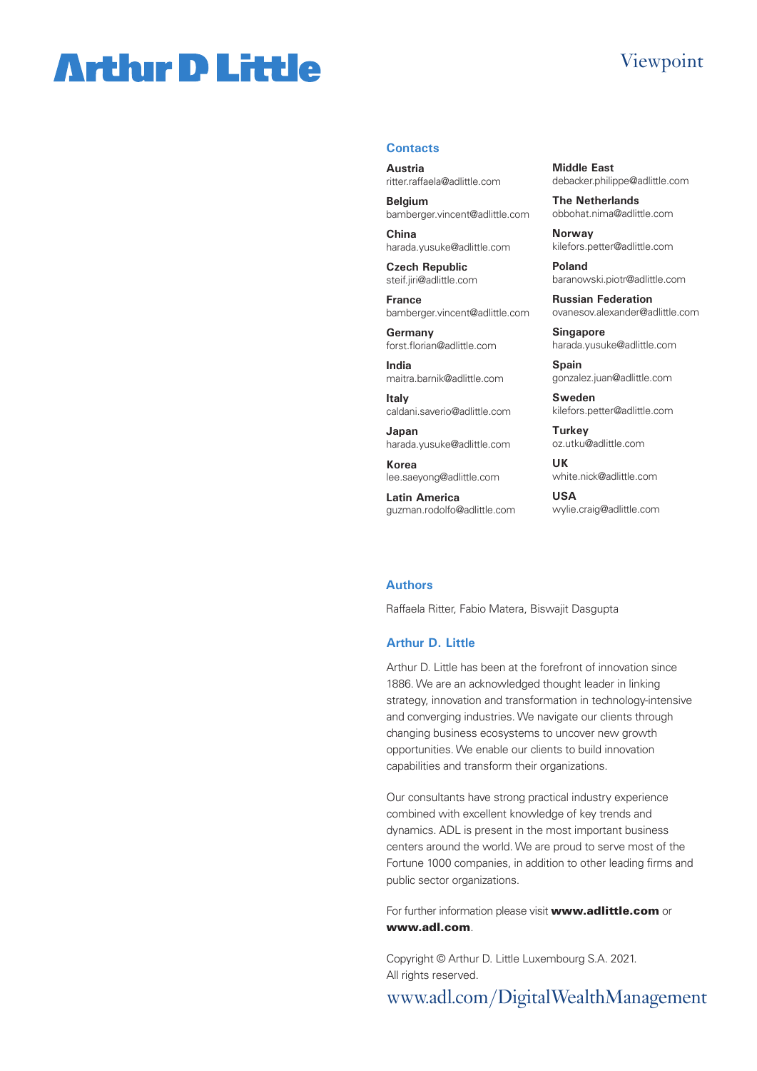## Contacts

**Austria**
ritter.raffaela@adlittle.com

**Belgium**
bamberger.vincent@adlittle.com

**China**
harada.yusuke@adlittle.com

**Czech Republic**
steif.jiri@adlittle.com

**France**
bamberger.vincent@adlittle.com

**Germany**
forst.florian@adlittle.com

**India**
maitra.barnik@adlittle.com

**Italy**
caldani.saverio@adlittle.com

**Japan**
harada.yusuke@adlittle.com

**Korea**
lee.saeyong@adlittle.com

**Latin America**
guzman.rodolfo@adlittle.com

**Middle East**
debacker.philippe@adlittle.com

**The Netherlands**
obbohat.nima@adlittle.com

**Norway**
kilefors.petter@adlittle.com

**Poland**
baranowski.piotr@adlittle.com

**Russian Federation**
ovanesov.alexander@adlittle.com

**Singapore**
harada.yusuke@adlittle.com

**Spain**
gonzalez.juan@adlittle.com

**Sweden**
kilefors.petter@adlittle.com

**Turkey**
oz.utku@adlittle.com

**UK**
white.nick@adlittle.com

**USA**
wylie.craig@adlittle.com

## Authors

Raffaela Ritter, Fabio Matera, Biswajit Dasgupta

## Arthur D. Little

Arthur D. Little has been at the forefront of innovation since 1886. We are an acknowledged thought leader in linking strategy, innovation and transformation in technology-intensive and converging industries. We navigate our clients through changing business ecosystems to uncover new growth opportunities. We enable our clients to build innovation capabilities and transform their organizations.

Our consultants have strong practical industry experience combined with excellent knowledge of key trends and dynamics. ADL is present in the most important business centers around the world. We are proud to serve most of the Fortune 1000 companies, in addition to other leading firms and public sector organizations.

For further information please visit **www.adlittle.com** or **www.adl.com**.

Copyright © Arthur D. Little Luxembourg S.A. 2021.
All rights reserved.

www.adl.com/DigitalWealthManagement